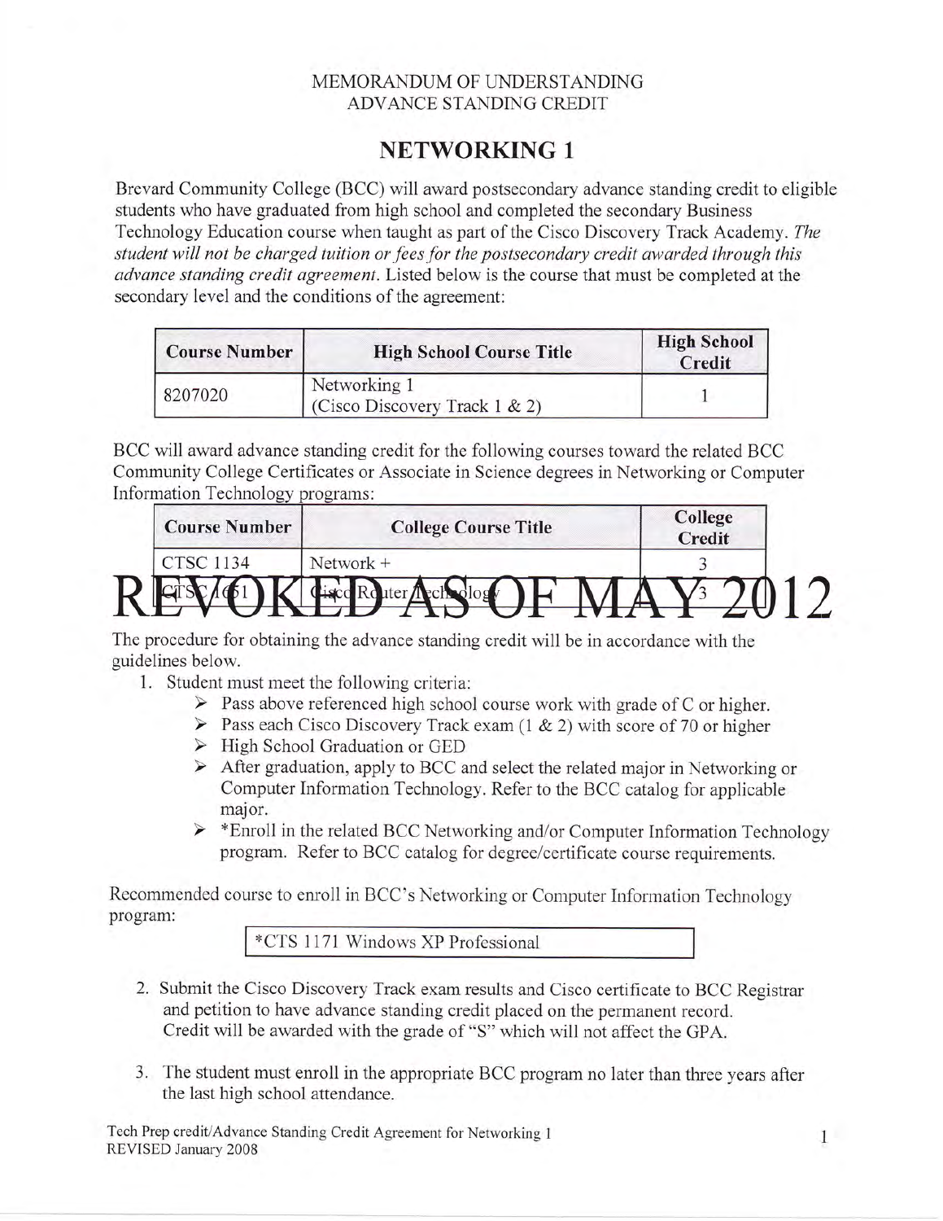MEMORANDUM OF UNDERSTANDING
ADVANCE STANDING CREDIT

# NETWORKING 1

Brevard Community College (BCC) will award postsecondary advance standing credit to eligible students who have graduated from high school and completed the secondary Business Technology Education course when taught as part of the Cisco Discovery Track Academy. *The student will not be charged tuition or fees for the postsecondary credit awarded through this advance standing credit agreement.* Listed below is the course that must be completed at the secondary level and the conditions of the agreement:

| Course Number | High School Course Title | High School Credit |
|---|---|---|
| 8207020 | Networking 1 (Cisco Discovery Track 1 & 2) | 1 |

BCC will award advance standing credit for the following courses toward the related BCC Community College Certificates or Associate in Science degrees in Networking or Computer Information Technology programs:

| Course Number | College Course Title | College Credit |
|---|---|---|
| CTSC 1134 | Network + | 3 |
| CTSC 1651 | Cisco Router Technology | 3 |

REVOKED AS OF MAY 2012

The procedure for obtaining the advance standing credit will be in accordance with the guidelines below.

1. Student must meet the following criteria:
   - Pass above referenced high school course work with grade of C or higher.
   - Pass each Cisco Discovery Track exam (1 & 2) with score of 70 or higher
   - High School Graduation or GED
   - After graduation, apply to BCC and select the related major in Networking or Computer Information Technology. Refer to the BCC catalog for applicable major.
   - *Enroll in the related BCC Networking and/or Computer Information Technology program. Refer to BCC catalog for degree/certificate course requirements.

Recommended course to enroll in BCC's Networking or Computer Information Technology program:

| *CTS 1171 Windows XP Professional |
|---|

2. Submit the Cisco Discovery Track exam results and Cisco certificate to BCC Registrar and petition to have advance standing credit placed on the permanent record. Credit will be awarded with the grade of "S" which will not affect the GPA.

3. The student must enroll in the appropriate BCC program no later than three years after the last high school attendance.

Tech Prep credit/Advance Standing Credit Agreement for Networking 1
REVISED January 2008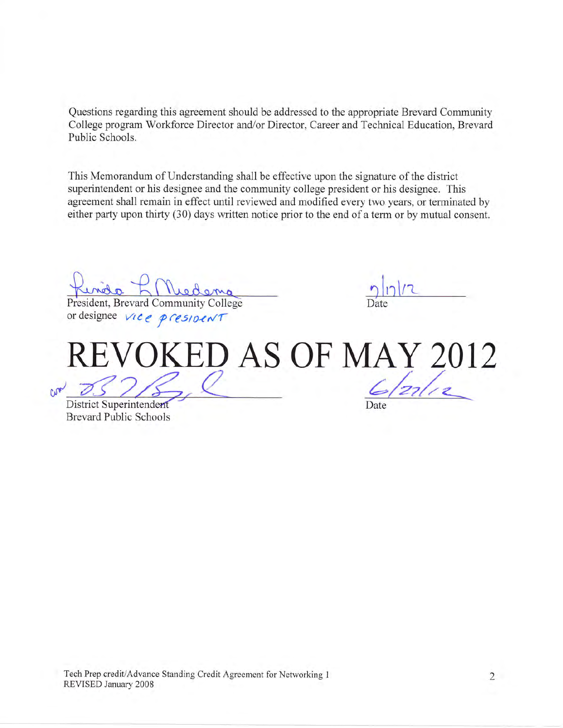Questions regarding this agreement should be addressed to the appropriate Brevard Community College program Workforce Director and/or Director, Career and Technical Education, Brevard Public Schools.

This Memorandum of Understanding shall be effective upon the signature of the district superintendent or his designee and the community college president or his designee. This agreement shall remain in effect until reviewed and modified every two years, or terminated by either party upon thirty (30) days written notice prior to the end of a term or by mutual consent.

President, Brevard Community College
or designee *Vice President*

Date 7/17/12

# REVOKED AS OF MAY 2012

District Superintendent
Brevard Public Schools

Date 6/27/12

Tech Prep credit/Advance Standing Credit Agreement for Networking 1
REVISED January 2008